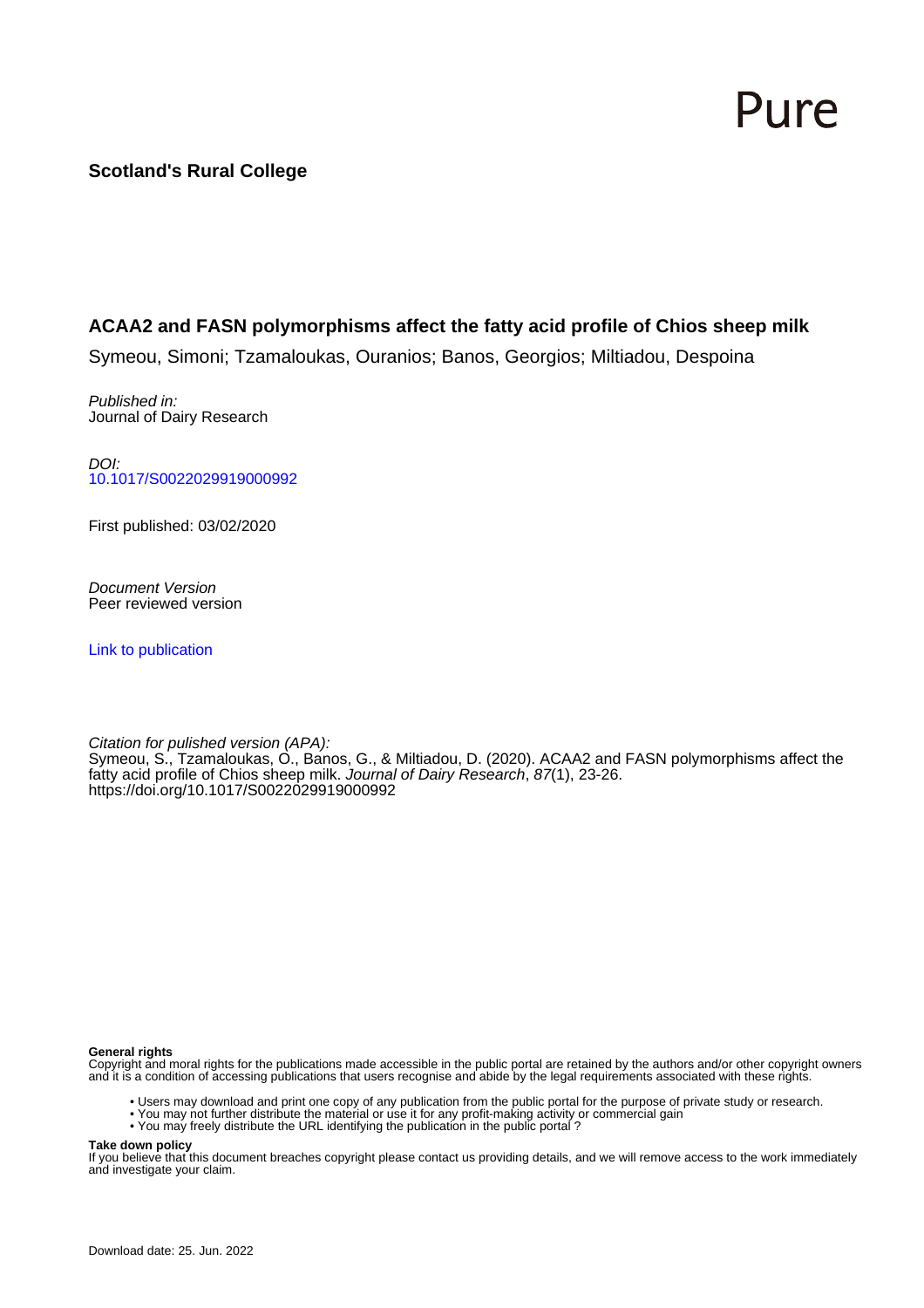Pure

**Scotland's Rural College**

## ACAA2 and FASN polymorphisms affect the fatty acid profile of Chios sheep milk

Symeou, Simoni; Tzamaloukas, Ouranios; Banos, Georgios; Miltiadou, Despoina

*Published in:*
Journal of Dairy Research

*DOI:*
10.1017/S0022029919000992

First published: 03/02/2020

*Document Version*
Peer reviewed version

Link to publication

*Citation for pulished version (APA):*
Symeou, S., Tzamaloukas, O., Banos, G., & Miltiadou, D. (2020). ACAA2 and FASN polymorphisms affect the fatty acid profile of Chios sheep milk. *Journal of Dairy Research*, *87*(1), 23-26. https://doi.org/10.1017/S0022029919000992

**General rights**
Copyright and moral rights for the publications made accessible in the public portal are retained by the authors and/or other copyright owners and it is a condition of accessing publications that users recognise and abide by the legal requirements associated with these rights.

- Users may download and print one copy of any publication from the public portal for the purpose of private study or research.
- You may not further distribute the material or use it for any profit-making activity or commercial gain
- You may freely distribute the URL identifying the publication in the public portal ?

**Take down policy**
If you believe that this document breaches copyright please contact us providing details, and we will remove access to the work immediately and investigate your claim.

Download date: 25. Jun. 2022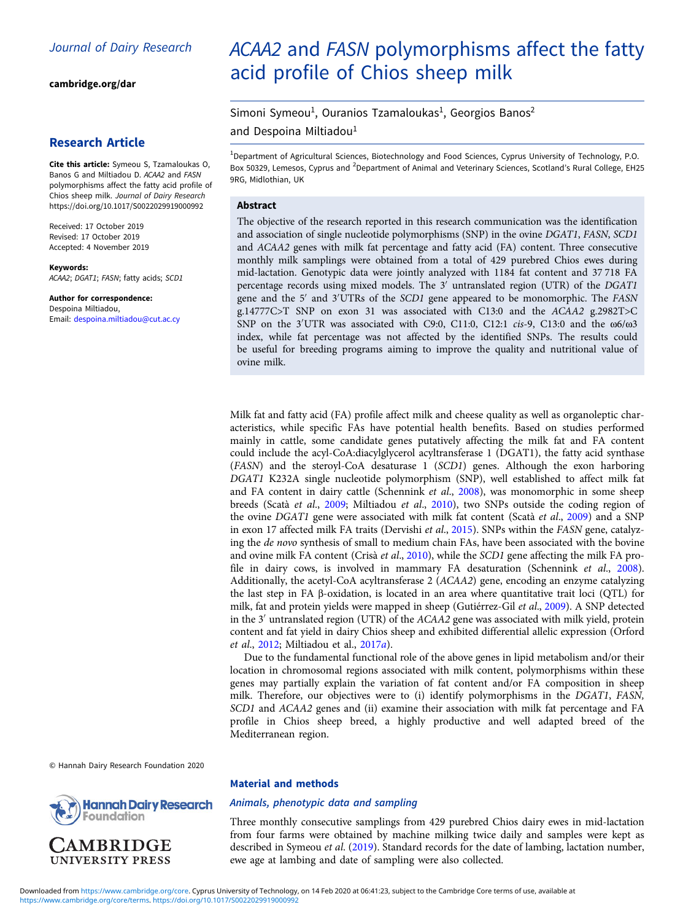Journal of Dairy Research

cambridge.org/dar

## Research Article

**Cite this article:** Symeou S, Tzamaloukas O, Banos G and Miltiadou D. *ACAA2* and *FASN* polymorphisms affect the fatty acid profile of Chios sheep milk. *Journal of Dairy Research* https://doi.org/10.1017/S0022029919000992

Received: 17 October 2019
Revised: 17 October 2019
Accepted: 4 November 2019

**Keywords:**
*ACAA2*; *DGAT1*; *FASN*; fatty acids; *SCD1*

**Author for correspondence:**
Despoina Miltiadou,
Email: despoina.miltiadou@cut.ac.cy

# *ACAA2* and *FASN* polymorphisms affect the fatty acid profile of Chios sheep milk

Simoni Symeou[1], Ouranios Tzamaloukas[1], Georgios Banos[2] and Despoina Miltiadou[1]

[1]Department of Agricultural Sciences, Biotechnology and Food Sciences, Cyprus University of Technology, P.O. Box 50329, Lemesos, Cyprus and [2]Department of Animal and Veterinary Sciences, Scotland's Rural College, EH25 9RG, Midlothian, UK

### Abstract

The objective of the research reported in this research communication was the identification and association of single nucleotide polymorphisms (SNP) in the ovine *DGAT1*, *FASN*, *SCD1* and *ACAA2* genes with milk fat percentage and fatty acid (FA) content. Three consecutive monthly milk samplings were obtained from a total of 429 purebred Chios ewes during mid-lactation. Genotypic data were jointly analyzed with 1184 fat content and 37 718 FA percentage records using mixed models. The 3′ untranslated region (UTR) of the *DGAT1* gene and the 5′ and 3′UTRs of the *SCD1* gene appeared to be monomorphic. The *FASN* g.14777C>T SNP on exon 31 was associated with C13:0 and the *ACAA2* g.2982T>C SNP on the 3′UTR was associated with C9:0, C11:0, C12:1 *cis*-9, C13:0 and the ω6/ω3 index, while fat percentage was not affected by the identified SNPs. The results could be useful for breeding programs aiming to improve the quality and nutritional value of ovine milk.

Milk fat and fatty acid (FA) profile affect milk and cheese quality as well as organoleptic characteristics, while specific FAs have potential health benefits. Based on studies performed mainly in cattle, some candidate genes putatively affecting the milk fat and FA content could include the acyl-CoA:diacylglycerol acyltransferase 1 (DGAT1), the fatty acid synthase (*FASN*) and the steroyl-CoA desaturase 1 (*SCD1*) genes. Although the exon harboring *DGAT1* K232A single nucleotide polymorphism (SNP), well established to affect milk fat and FA content in dairy cattle (Schennink *et al*., 2008), was monomorphic in some sheep breeds (Scatà *et al*., 2009; Miltiadou *et al*., 2010), two SNPs outside the coding region of the ovine *DGAT1* gene were associated with milk fat content (Scatà *et al*., 2009) and a SNP in exon 17 affected milk FA traits (Dervishi *et al*., 2015). SNPs within the *FASN* gene, catalyzing the *de novo* synthesis of small to medium chain FAs, have been associated with the bovine and ovine milk FA content (Crisà *et al*., 2010), while the *SCD1* gene affecting the milk FA profile in dairy cows, is involved in mammary FA desaturation (Schennink *et al*., 2008). Additionally, the acetyl-CoA acyltransferase 2 (*ACAA2*) gene, encoding an enzyme catalyzing the last step in FA β-oxidation, is located in an area where quantitative trait loci (QTL) for milk, fat and protein yields were mapped in sheep (Gutiérrez-Gil *et al*., 2009). A SNP detected in the 3′ untranslated region (UTR) of the *ACAA2* gene was associated with milk yield, protein content and fat yield in dairy Chios sheep and exhibited differential allelic expression (Orford *et al*., 2012; Miltiadou et al., 2017*a*).

Due to the fundamental functional role of the above genes in lipid metabolism and/or their location in chromosomal regions associated with milk content, polymorphisms within these genes may partially explain the variation of fat content and/or FA composition in sheep milk. Therefore, our objectives were to (i) identify polymorphisms in the *DGAT1*, *FASN, SCD1* and *ACAA2* genes and (ii) examine their association with milk fat percentage and FA profile in Chios sheep breed, a highly productive and well adapted breed of the Mediterranean region.

© Hannah Dairy Research Foundation 2020

## Material and methods

### *Animals, phenotypic data and sampling*

Three monthly consecutive samplings from 429 purebred Chios dairy ewes in mid-lactation from four farms were obtained by machine milking twice daily and samples were kept as described in Symeou *et al*. (2019). Standard records for the date of lambing, lactation number, ewe age at lambing and date of sampling were also collected.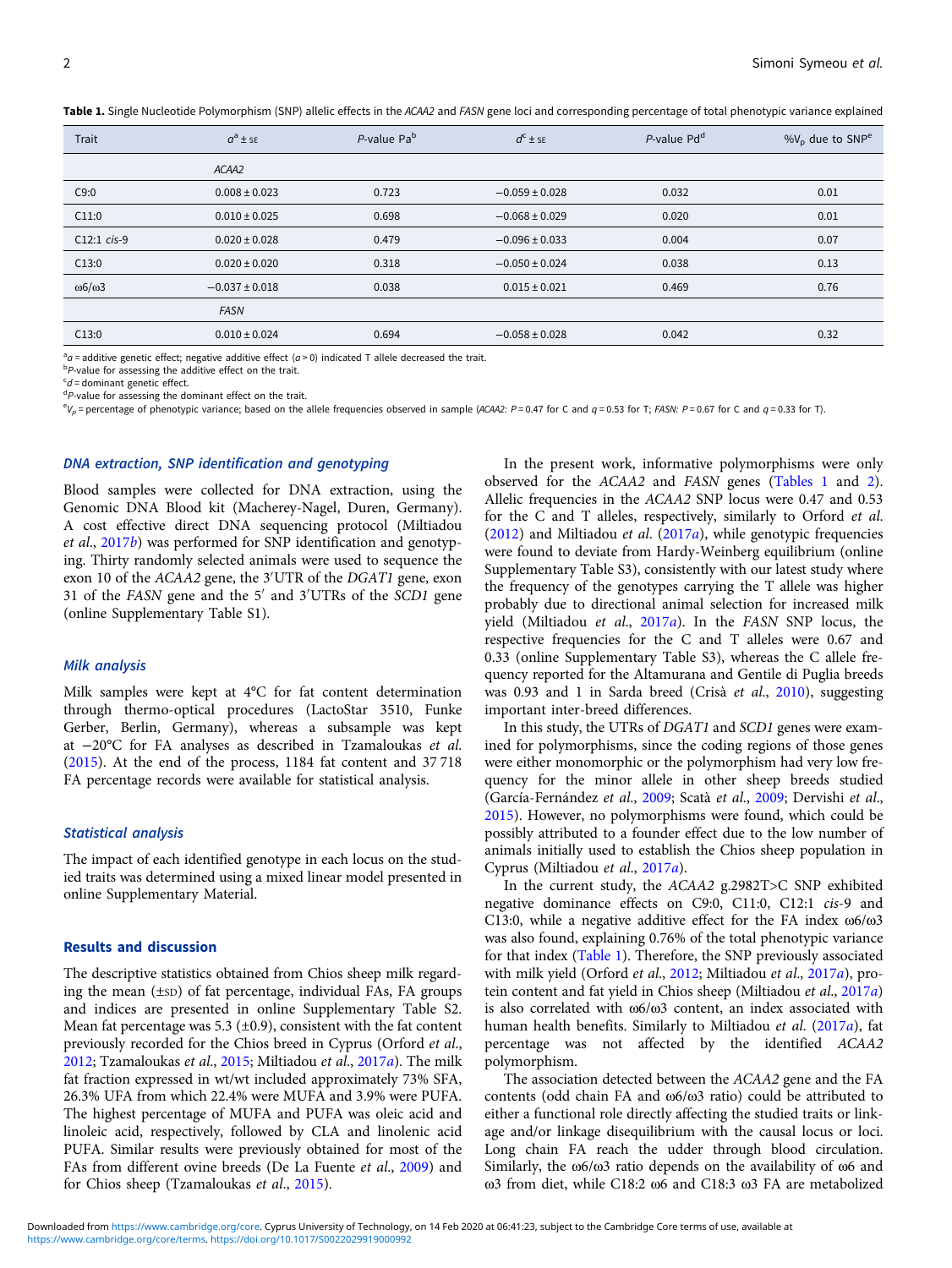**Table 1.** Single Nucleotide Polymorphism (SNP) allelic effects in the *ACAA2* and *FASN* gene loci and corresponding percentage of total phenotypic variance explained

| Trait | $a^{a}$ ± SE | *P*-value Pa[b] | $d^{c}$ ± SE | *P*-value Pd[d] | %$V_p$ due to SNP[e] |
|---|---|---|---|---|---|
| | *ACAA2* | | | | |
| C9:0 | 0.008 ± 0.023 | 0.723 | −0.059 ± 0.028 | 0.032 | 0.01 |
| C11:0 | 0.010 ± 0.025 | 0.698 | −0.068 ± 0.029 | 0.020 | 0.01 |
| C12:1 *cis*-9 | 0.020 ± 0.028 | 0.479 | −0.096 ± 0.033 | 0.004 | 0.07 |
| C13:0 | 0.020 ± 0.020 | 0.318 | −0.050 ± 0.024 | 0.038 | 0.13 |
| ω6/ω3 | −0.037 ± 0.018 | 0.038 | 0.015 ± 0.021 | 0.469 | 0.76 |
| | *FASN* | | | | |
| C13:0 | 0.010 ± 0.024 | 0.694 | −0.058 ± 0.028 | 0.042 | 0.32 |

[a]*a* = additive genetic effect; negative additive effect (*a* > 0) indicated T allele decreased the trait.
[b]*P*-value for assessing the additive effect on the trait.
[c]*d* = dominant genetic effect.
[d]*P*-value for assessing the dominant effect on the trait.
[e]$V_p$ = percentage of phenotypic variance; based on the allele frequencies observed in sample (*ACAA2: P* = 0.47 for C and *q* = 0.53 for T; *FASN: P* = 0.67 for C and *q* = 0.33 for T).

### DNA extraction, SNP identification and genotyping

Blood samples were collected for DNA extraction, using the Genomic DNA Blood kit (Macherey-Nagel, Duren, Germany). A cost effective direct DNA sequencing protocol (Miltiadou *et al.*, 2017*b*) was performed for SNP identification and genotyping. Thirty randomly selected animals were used to sequence the exon 10 of the *ACAA2* gene, the 3′UTR of the *DGAT1* gene, exon 31 of the *FASN* gene and the 5′ and 3′UTRs of the *SCD1* gene (online Supplementary Table S1).

### Milk analysis

Milk samples were kept at 4°C for fat content determination through thermo-optical procedures (LactoStar 3510, Funke Gerber, Berlin, Germany), whereas a subsample was kept at −20°C for FA analyses as described in Tzamaloukas *et al.* (2015). At the end of the process, 1184 fat content and 37 718 FA percentage records were available for statistical analysis.

### Statistical analysis

The impact of each identified genotype in each locus on the studied traits was determined using a mixed linear model presented in online Supplementary Material.

## Results and discussion

The descriptive statistics obtained from Chios sheep milk regarding the mean (±SD) of fat percentage, individual FAs, FA groups and indices are presented in online Supplementary Table S2. Mean fat percentage was 5.3 (±0.9), consistent with the fat content previously recorded for the Chios breed in Cyprus (Orford *et al.*, 2012; Tzamaloukas *et al.*, 2015; Miltiadou *et al.*, 2017*a*). The milk fat fraction expressed in wt/wt included approximately 73% SFA, 26.3% UFA from which 22.4% were MUFA and 3.9% were PUFA. The highest percentage of MUFA and PUFA was oleic acid and linoleic acid, respectively, followed by CLA and linolenic acid PUFA. Similar results were previously obtained for most of the FAs from different ovine breeds (De La Fuente *et al.*, 2009) and for Chios sheep (Tzamaloukas *et al.*, 2015).

In the present work, informative polymorphisms were only observed for the *ACAA2* and *FASN* genes (Tables 1 and 2). Allelic frequencies in the *ACAA2* SNP locus were 0.47 and 0.53 for the C and T alleles, respectively, similarly to Orford *et al.* (2012) and Miltiadou *et al.* (2017*a*), while genotypic frequencies were found to deviate from Hardy-Weinberg equilibrium (online Supplementary Table S3), consistently with our latest study where the frequency of the genotypes carrying the T allele was higher probably due to directional animal selection for increased milk yield (Miltiadou *et al.*, 2017*a*). In the *FASN* SNP locus, the respective frequencies for the C and T alleles were 0.67 and 0.33 (online Supplementary Table S3), whereas the C allele frequency reported for the Altamurana and Gentile di Puglia breeds was 0.93 and 1 in Sarda breed (Crisà *et al.*, 2010), suggesting important inter-breed differences.

In this study, the UTRs of *DGAT1* and *SCD1* genes were examined for polymorphisms, since the coding regions of those genes were either monomorphic or the polymorphism had very low frequency for the minor allele in other sheep breeds studied (García-Fernández *et al.*, 2009; Scatà *et al.*, 2009; Dervishi *et al.*, 2015). However, no polymorphisms were found, which could be possibly attributed to a founder effect due to the low number of animals initially used to establish the Chios sheep population in Cyprus (Miltiadou *et al.*, 2017*a*).

In the current study, the *ACAA2* g.2982T>C SNP exhibited negative dominance effects on C9:0, C11:0, C12:1 *cis*-9 and C13:0, while a negative additive effect for the FA index ω6/ω3 was also found, explaining 0.76% of the total phenotypic variance for that index (Table 1). Therefore, the SNP previously associated with milk yield (Orford *et al.*, 2012; Miltiadou *et al.*, 2017*a*), protein content and fat yield in Chios sheep (Miltiadou *et al.*, 2017*a*) is also correlated with ω6/ω3 content, an index associated with human health benefits. Similarly to Miltiadou *et al.* (2017*a*), fat percentage was not affected by the identified *ACAA2* polymorphism.

The association detected between the *ACAA2* gene and the FA contents (odd chain FA and ω6/ω3 ratio) could be attributed to either a functional role directly affecting the studied traits or linkage and/or linkage disequilibrium with the causal locus or loci. Long chain FA reach the udder through blood circulation. Similarly, the ω6/ω3 ratio depends on the availability of ω6 and ω3 from diet, while C18:2 ω6 and C18:3 ω3 FA are metabolized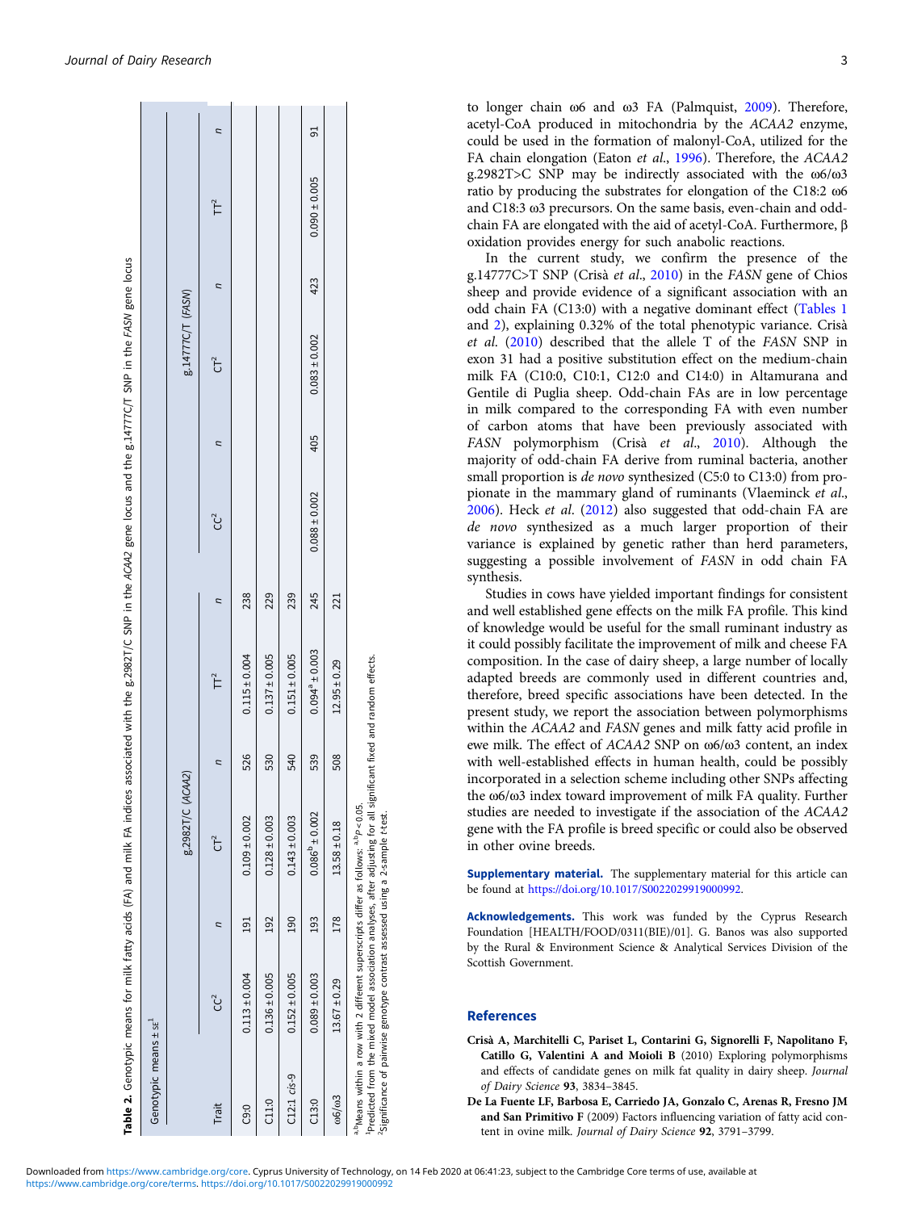**Table 2.** Genotypic means for milk fatty acids (FA) and milk FA indices associated with the g.2982T/C SNP in the *ACAA2* gene locus and the g.14777C/T SNP in the *FASN* gene locus

| | Genotypic means ± se[1] | | | | | | | | | | | |
|---|---|---|---|---|---|---|---|---|---|---|---|---|
| | g.2982T/C (*ACAA2*) | | | | | | g.14777C/T (*FASN*) | | | | | |
| Trait | CC[2] | *n* | CT[2] | *n* | TT[2] | *n* | CC[2] | *n* | CT[2] | *n* | TT[2] | *n* |
| C9:0 | 0.113 ± 0.004 | 191 | 0.109 ± 0.002 | 526 | 0.115 ± 0.004 | 238 | | | | | | |
| C11:0 | 0.136 ± 0.005 | 192 | 0.128 ± 0.003 | 530 | 0.137 ± 0.005 | 229 | | | | | | |
| C12:1 *cis*-9 | 0.152 ± 0.005 | 190 | 0.143 ± 0.003 | 540 | 0.151 ± 0.005 | 239 | | | | | | |
| C13:0 | 0.089 ± 0.003 | 193 | $0.086^{b}$ ± 0.002 | 539 | $0.094^{a}$ ± 0.003 | 245 | 0.088 ± 0.002 | 405 | 0.083 ± 0.002 | 423 | 0.090 ± 0.005 | 91 |
| ω6/ω3 | 13.67 ± 0.29 | 178 | 13.58 ± 0.18 | 508 | 12.95 ± 0.29 | 221 | | | | | | |

[a,b]Means within a row with 2 different superscripts differ as follows: [a,b]$P < 0.05$.
[1]Predicted from the mixed model association analyses, after adjusting for all significant fixed and random effects.
[2]Significance of pairwise genotype contrast assessed using a 2-sample *t*-test.

to longer chain ω6 and ω3 FA (Palmquist, 2009). Therefore, acetyl-CoA produced in mitochondria by the *ACAA2* enzyme, could be used in the formation of malonyl-CoA, utilized for the FA chain elongation (Eaton *et al.*, 1996). Therefore, the *ACAA2* g.2982T>C SNP may be indirectly associated with the ω6/ω3 ratio by producing the substrates for elongation of the C18:2 ω6 and C18:3 ω3 precursors. On the same basis, even-chain and odd-chain FA are elongated with the aid of acetyl-CoA. Furthermore, β oxidation provides energy for such anabolic reactions.

In the current study, we confirm the presence of the g.14777C>T SNP (Crisà *et al.*, 2010) in the *FASN* gene of Chios sheep and provide evidence of a significant association with an odd chain FA (C13:0) with a negative dominant effect (Tables 1 and 2), explaining 0.32% of the total phenotypic variance. Crisà *et al.* (2010) described that the allele T of the *FASN* SNP in exon 31 had a positive substitution effect on the medium-chain milk FA (C10:0, C10:1, C12:0 and C14:0) in Altamurana and Gentile di Puglia sheep. Odd-chain FAs are in low percentage in milk compared to the corresponding FA with even number of carbon atoms that have been previously associated with *FASN* polymorphism (Crisà *et al.*, 2010). Although the majority of odd-chain FA derive from ruminal bacteria, another small proportion is *de novo* synthesized (C5:0 to C13:0) from propionate in the mammary gland of ruminants (Vlaeminck *et al.*, 2006). Heck *et al.* (2012) also suggested that odd-chain FA are *de novo* synthesized as a much larger proportion of their variance is explained by genetic rather than herd parameters, suggesting a possible involvement of *FASN* in odd chain FA synthesis.

Studies in cows have yielded important findings for consistent and well established gene effects on the milk FA profile. This kind of knowledge would be useful for the small ruminant industry as it could possibly facilitate the improvement of milk and cheese FA composition. In the case of dairy sheep, a large number of locally adapted breeds are commonly used in different countries and, therefore, breed specific associations have been detected. In the present study, we report the association between polymorphisms within the *ACAA2* and *FASN* genes and milk fatty acid profile in ewe milk. The effect of *ACAA2* SNP on ω6/ω3 content, an index with well-established effects in human health, could be possibly incorporated in a selection scheme including other SNPs affecting the ω6/ω3 index toward improvement of milk FA quality. Further studies are needed to investigate if the association of the *ACAA2* gene with the FA profile is breed specific or could also be observed in other ovine breeds.

**Supplementary material.** The supplementary material for this article can be found at https://doi.org/10.1017/S0022029919000992.

**Acknowledgements.** This work was funded by the Cyprus Research Foundation [HEALTH/FOOD/0311(BIE)/01]. G. Banos was also supported by the Rural & Environment Science & Analytical Services Division of the Scottish Government.

## References

**Crisà A, Marchitelli C, Pariset L, Contarini G, Signorelli F, Napolitano F, Catillo G, Valentini A and Moioli B** (2010) Exploring polymorphisms and effects of candidate genes on milk fat quality in dairy sheep. *Journal of Dairy Science* **93**, 3834–3845.

**De La Fuente LF, Barbosa E, Carriedo JA, Gonzalo C, Arenas R, Fresno JM and San Primitivo F** (2009) Factors influencing variation of fatty acid content in ovine milk. *Journal of Dairy Science* **92**, 3791–3799.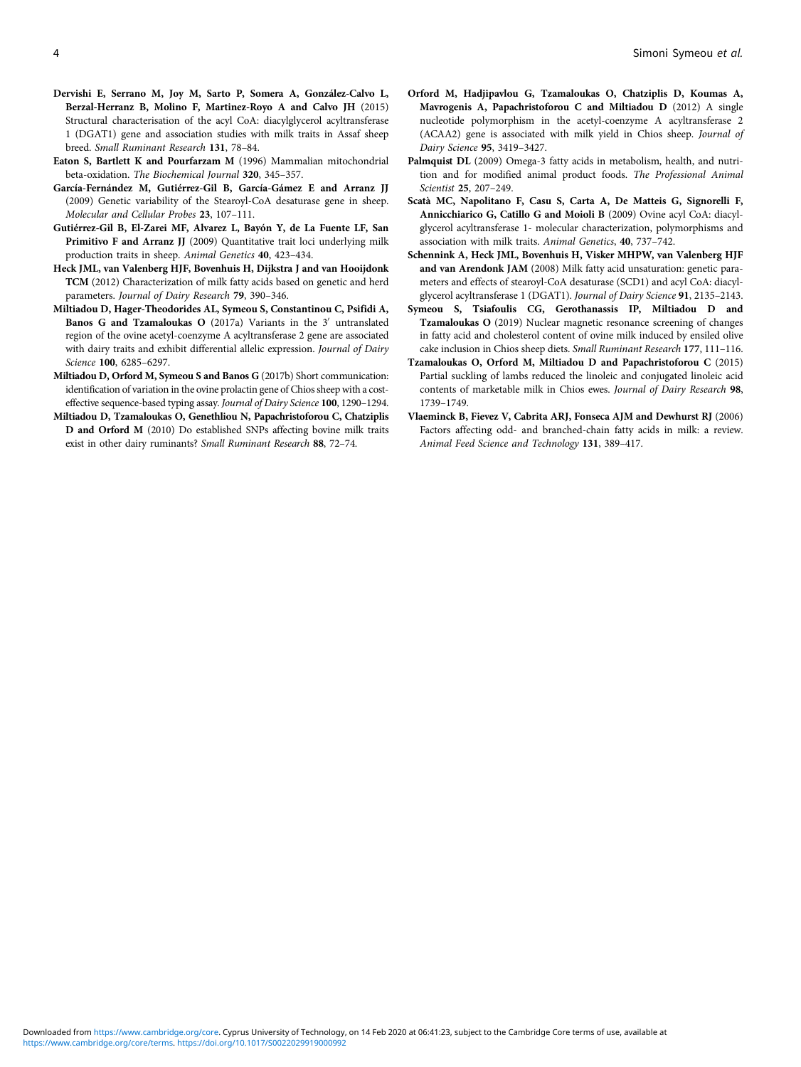**Dervishi E, Serrano M, Joy M, Sarto P, Somera A, González-Calvo L, Berzal-Herranz B, Molino F, Martinez-Royo A and Calvo JH** (2015) Structural characterisation of the acyl CoA: diacylglycerol acyltransferase 1 (DGAT1) gene and association studies with milk traits in Assaf sheep breed. *Small Ruminant Research* **131**, 78–84.

**Eaton S, Bartlett K and Pourfarzam M** (1996) Mammalian mitochondrial beta-oxidation. *The Biochemical Journal* **320**, 345–357.

**García-Fernández M, Gutiérrez-Gil B, García-Gámez E and Arranz JJ** (2009) Genetic variability of the Stearoyl-CoA desaturase gene in sheep. *Molecular and Cellular Probes* **23**, 107–111.

**Gutiérrez-Gil B, El-Zarei MF, Alvarez L, Bayón Y, de La Fuente LF, San Primitivo F and Arranz JJ** (2009) Quantitative trait loci underlying milk production traits in sheep. *Animal Genetics* **40**, 423–434.

**Heck JML, van Valenberg HJF, Bovenhuis H, Dijkstra J and van Hooijdonk TCM** (2012) Characterization of milk fatty acids based on genetic and herd parameters. *Journal of Dairy Research* **79**, 390–346.

**Miltiadou D, Hager-Theodorides AL, Symeou S, Constantinou C, Psifidi A, Banos G and Tzamaloukas O** (2017a) Variants in the 3′ untranslated region of the ovine acetyl-coenzyme A acyltransferase 2 gene are associated with dairy traits and exhibit differential allelic expression. *Journal of Dairy Science* **100**, 6285–6297.

**Miltiadou D, Orford M, Symeou S and Banos G** (2017b) Short communication: identification of variation in the ovine prolactin gene of Chios sheep with a cost-effective sequence-based typing assay. *Journal of Dairy Science* **100**, 1290–1294.

**Miltiadou D, Tzamaloukas O, Genethliou N, Papachristoforou C, Chatziplis D and Orford M** (2010) Do established SNPs affecting bovine milk traits exist in other dairy ruminants? *Small Ruminant Research* **88**, 72–74.

**Orford M, Hadjipavlou G, Tzamaloukas O, Chatziplis D, Koumas A, Mavrogenis A, Papachristoforou C and Miltiadou D** (2012) A single nucleotide polymorphism in the acetyl-coenzyme A acyltransferase 2 (ACAA2) gene is associated with milk yield in Chios sheep. *Journal of Dairy Science* **95**, 3419–3427.

**Palmquist DL** (2009) Omega-3 fatty acids in metabolism, health, and nutrition and for modified animal product foods. *The Professional Animal Scientist* **25**, 207–249.

**Scatà MC, Napolitano F, Casu S, Carta A, De Matteis G, Signorelli F, Annicchiarico G, Catillo G and Moioli B** (2009) Ovine acyl CoA: diacylglycerol acyltransferase 1- molecular characterization, polymorphisms and association with milk traits. *Animal Genetics*, **40**, 737–742.

**Schennink A, Heck JML, Bovenhuis H, Visker MHPW, van Valenberg HJF and van Arendonk JAM** (2008) Milk fatty acid unsaturation: genetic parameters and effects of stearoyl-CoA desaturase (SCD1) and acyl CoA: diacylglycerol acyltransferase 1 (DGAT1). *Journal of Dairy Science* **91**, 2135–2143.

**Symeou S, Tsiafoulis CG, Gerothanassis IP, Miltiadou D and Tzamaloukas O** (2019) Nuclear magnetic resonance screening of changes in fatty acid and cholesterol content of ovine milk induced by ensiled olive cake inclusion in Chios sheep diets. *Small Ruminant Research* **177**, 111–116.

**Tzamaloukas O, Orford M, Miltiadou D and Papachristoforou C** (2015) Partial suckling of lambs reduced the linoleic and conjugated linoleic acid contents of marketable milk in Chios ewes. *Journal of Dairy Research* **98**, 1739–1749.

**Vlaeminck B, Fievez V, Cabrita ARJ, Fonseca AJM and Dewhurst RJ** (2006) Factors affecting odd- and branched-chain fatty acids in milk: a review. *Animal Feed Science and Technology* **131**, 389–417.